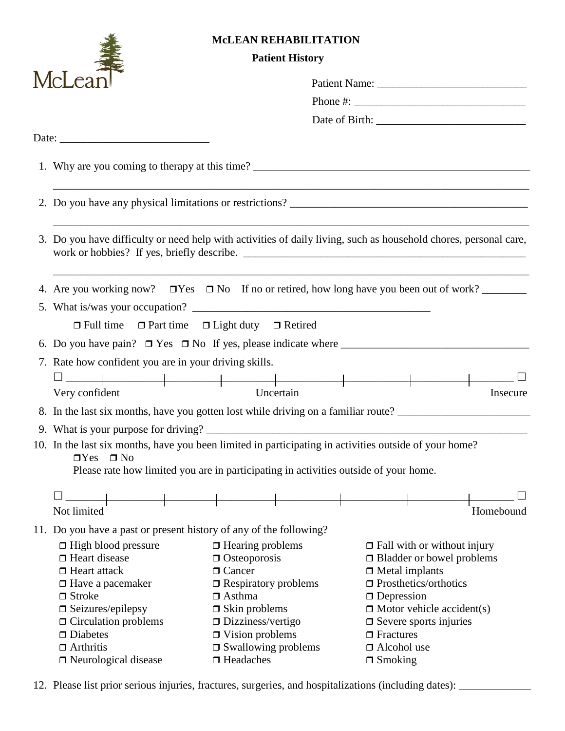**McLEAN REHABILITATION**

**Patient History**

Patient Name: ___________________________

Phone #: ________________________________

Date of Birth: ___________________________

Date: ___________________________

1. Why are you coming to therapy at this time? ____________________________________________________

   ________________________________________________________________________________________

2. Do you have any physical limitations or restrictions? ____________________________________________

   ________________________________________________________________________________________

3. Do you have difficulty or need help with activities of daily living, such as household chores, personal care, work or hobbies? If yes, briefly describe. ______________________________________________________

   ________________________________________________________________________________________

4. Are you working now? ❒Yes ❒ No If no or retired, how long have you been out of work? ________

5. What is/was your occupation? ____________________________________________

   ❒ Full time ❒ Part time ❒ Light duty ❒ Retired

6. Do you have pain? ❒ Yes ❒ No If yes, please indicate where __________________________________

7. Rate how confident you are in your driving skills.

   ☐ ______|__________|_________|_________|__________|__________|_________|________ ☐

   Very confident                                   Uncertain                                   Insecure

8. In the last six months, have you gotten lost while driving on a familiar route? ________________________

9. What is your purpose for driving? ____________________________________________________________

10. In the last six months, have you been limited in participating in activities outside of your home?

    ❒Yes ❒ No

    Please rate how limited you are in participating in activities outside of your home.

    ☐ ______|__________|_________|_________|__________|__________|_________|________ ☐

    Not limited                                                                                   Homebound

11. Do you have a past or present history of any of the following?

    ❒ High blood pressure
    ❒ Heart disease
    ❒ Heart attack
    ❒ Have a pacemaker
    ❒ Stroke
    ❒ Seizures/epilepsy
    ❒ Circulation problems
    ❒ Diabetes
    ❒ Arthritis
    ❒ Neurological disease
    ❒ Hearing problems
    ❒ Osteoporosis
    ❒ Cancer
    ❒ Respiratory problems
    ❒ Asthma
    ❒ Skin problems
    ❒ Dizziness/vertigo
    ❒ Vision problems
    ❒ Swallowing problems
    ❒ Headaches
    ❒ Fall with or without injury
    ❒ Bladder or bowel problems
    ❒ Metal implants
    ❒ Prosthetics/orthotics
    ❒ Depression
    ❒ Motor vehicle accident(s)
    ❒ Severe sports injuries
    ❒ Fractures
    ❒ Alcohol use
    ❒ Smoking

12. Please list prior serious injuries, fractures, surgeries, and hospitalizations (including dates): _____________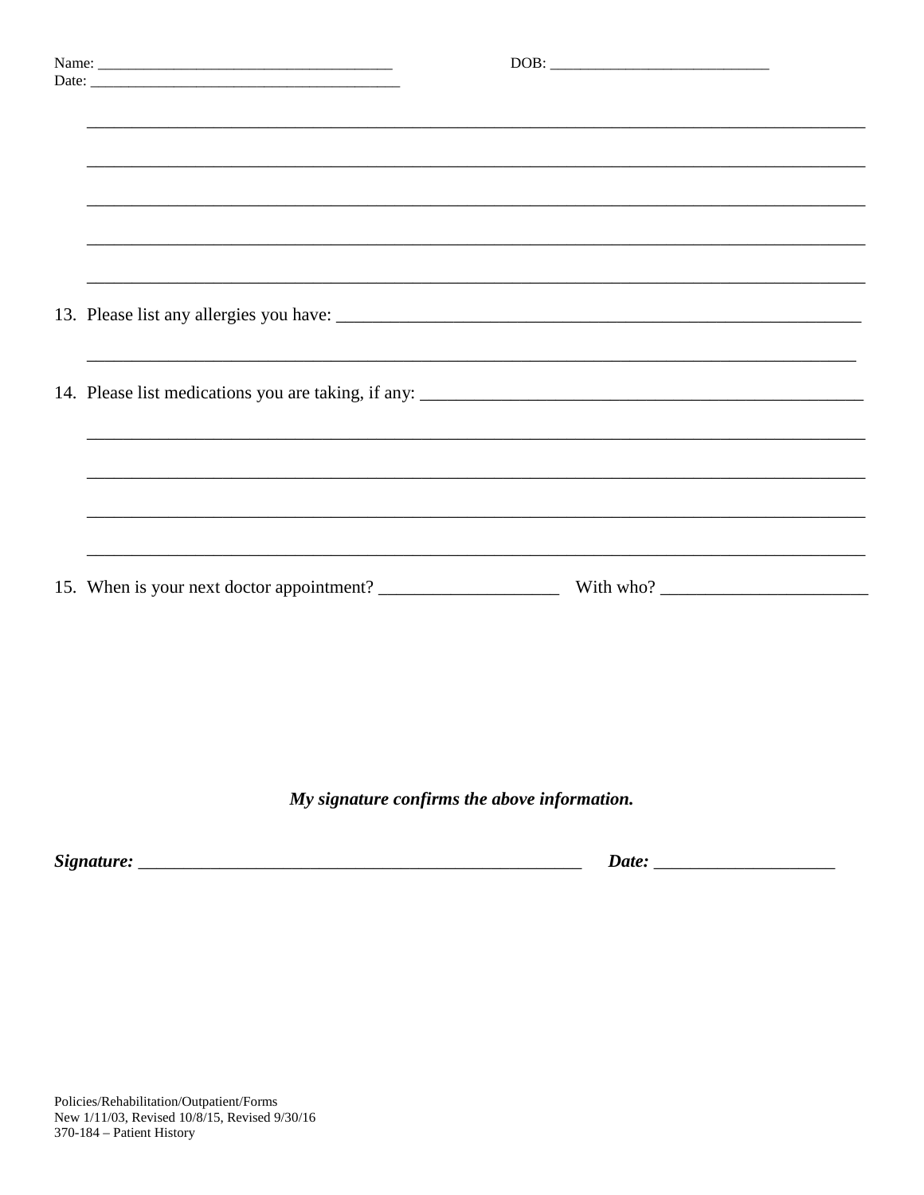Name: _______________________________________ DOB: _____________________________

Date: __________________________________________

______________________________________________________________________________

______________________________________________________________________________

______________________________________________________________________________

______________________________________________________________________________

______________________________________________________________________________

13. Please list any allergies you have: ________________________________________________________

______________________________________________________________________________

14. Please list medications you are taking, if any: ____________________________________________

______________________________________________________________________________

______________________________________________________________________________

______________________________________________________________________________

______________________________________________________________________________

15. When is your next doctor appointment? ____________________ With who? _______________________

***My signature confirms the above information.***

***Signature:*** ___________________________________________________ ***Date:*** ____________________

Policies/Rehabilitation/Outpatient/Forms
New 1/11/03, Revised 10/8/15, Revised 9/30/16
370-184 – Patient History